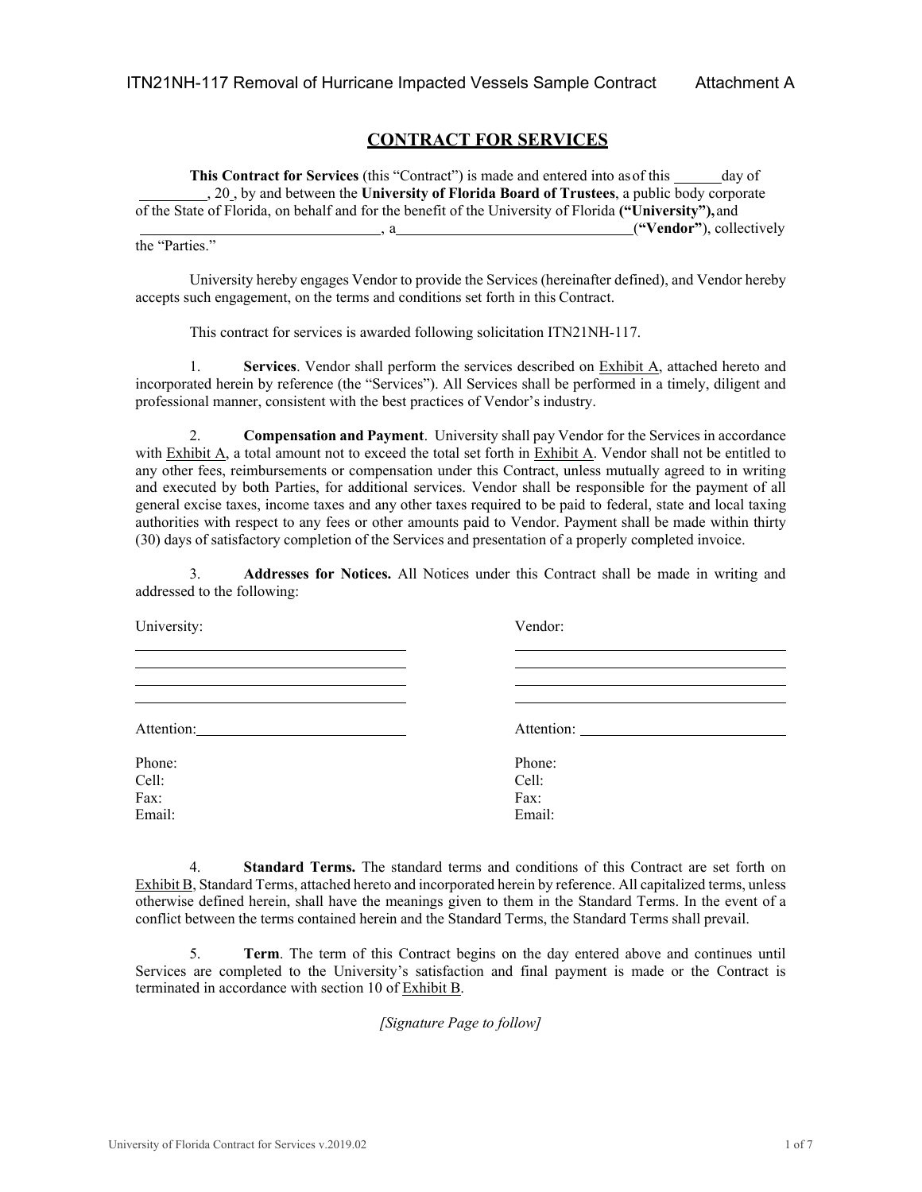# CONTRACT FOR SERVICES

**This Contract for Services** (this "Contract") is made and entered into as of this ______ day of _________, 20_, by and between the **University of Florida Board of Trustees**, a public body corporate of the State of Florida, on behalf and for the benefit of the University of Florida **("University"),** and ________________________________, a ________________________________ (**"Vendor"**), collectively the "Parties."

University hereby engages Vendor to provide the Services (hereinafter defined), and Vendor hereby accepts such engagement, on the terms and conditions set forth in this Contract.

This contract for services is awarded following solicitation ITN21NH-117.

1. **Services**. Vendor shall perform the services described on Exhibit A, attached hereto and incorporated herein by reference (the "Services"). All Services shall be performed in a timely, diligent and professional manner, consistent with the best practices of Vendor's industry.

2. **Compensation and Payment**. University shall pay Vendor for the Services in accordance with Exhibit A, a total amount not to exceed the total set forth in Exhibit A. Vendor shall not be entitled to any other fees, reimbursements or compensation under this Contract, unless mutually agreed to in writing and executed by both Parties, for additional services. Vendor shall be responsible for the payment of all general excise taxes, income taxes and any other taxes required to be paid to federal, state and local taxing authorities with respect to any fees or other amounts paid to Vendor. Payment shall be made within thirty (30) days of satisfactory completion of the Services and presentation of a properly completed invoice.

3. **Addresses for Notices.** All Notices under this Contract shall be made in writing and addressed to the following:

| University: | Vendor: |
|---|---|
| ________________________________ | ________________________________ |
| ________________________________ | ________________________________ |
| ________________________________ | ________________________________ |
| ________________________________ | ________________________________ |
| Attention: ________________________ | Attention: ________________________ |
| Phone: | Phone: |
| Cell: | Cell: |
| Fax: | Fax: |
| Email: | Email: |

4. **Standard Terms.** The standard terms and conditions of this Contract are set forth on Exhibit B, Standard Terms, attached hereto and incorporated herein by reference. All capitalized terms, unless otherwise defined herein, shall have the meanings given to them in the Standard Terms. In the event of a conflict between the terms contained herein and the Standard Terms, the Standard Terms shall prevail.

5. **Term**. The term of this Contract begins on the day entered above and continues until Services are completed to the University's satisfaction and final payment is made or the Contract is terminated in accordance with section 10 of Exhibit B.

*[Signature Page to follow]*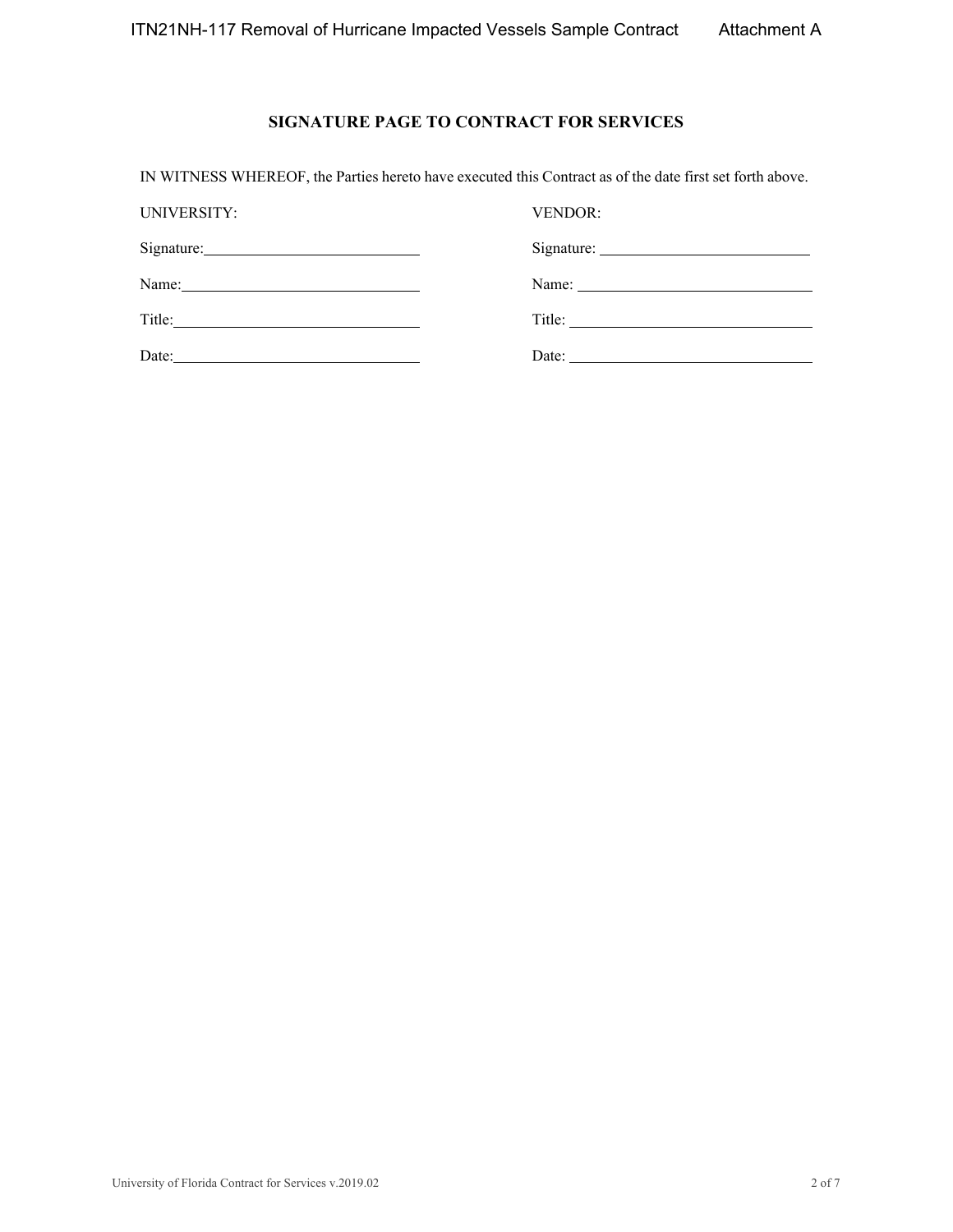## SIGNATURE PAGE TO CONTRACT FOR SERVICES

IN WITNESS WHEREOF, the Parties hereto have executed this Contract as of the date first set forth above.

| UNIVERSITY: | VENDOR: |
|---|---|
| Signature: | Signature: |
| Name: | Name: |
| Title: | Title: |
| Date: | Date: |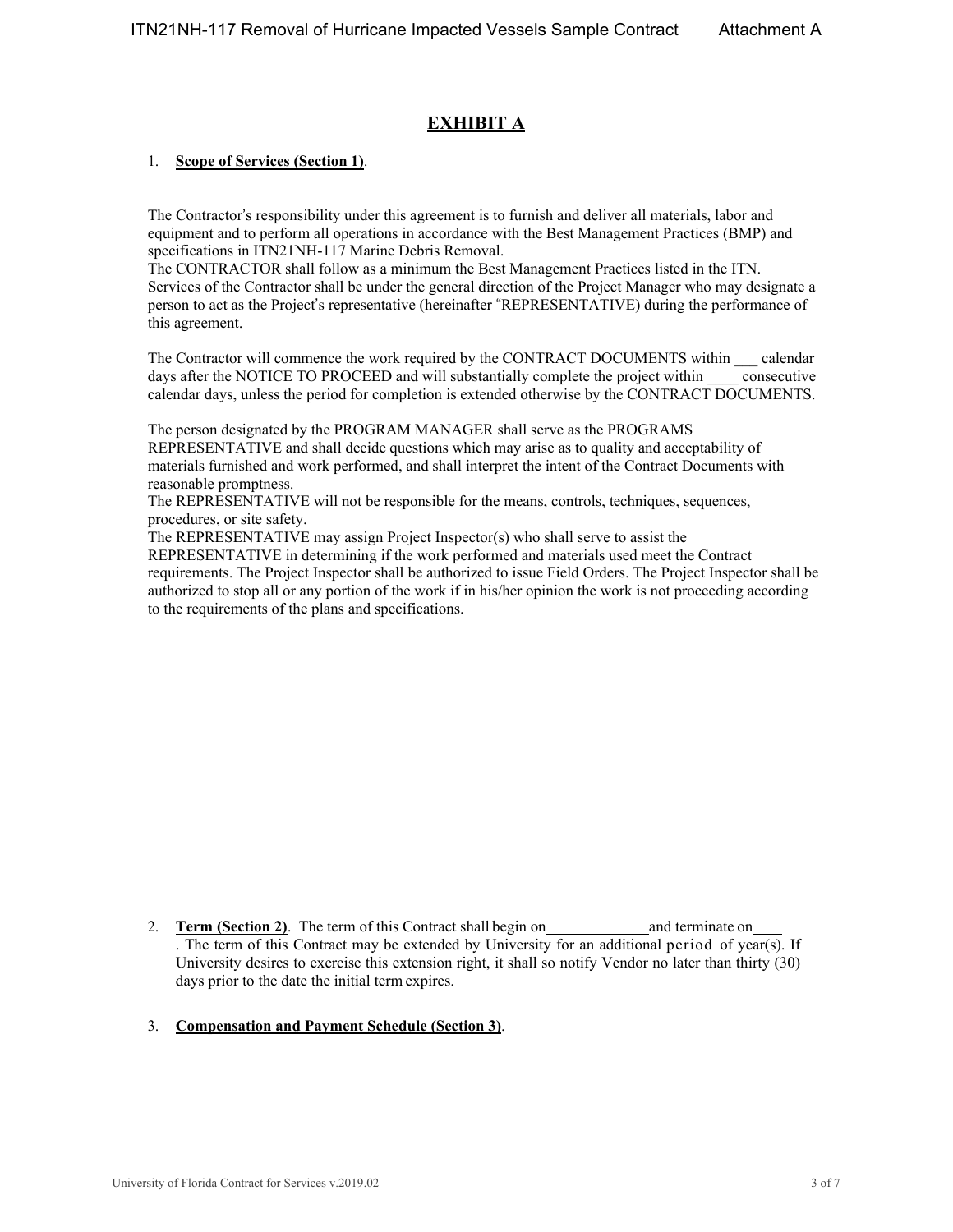# EXHIBIT A

1. **Scope of Services (Section 1)**.

The Contractor's responsibility under this agreement is to furnish and deliver all materials, labor and equipment and to perform all operations in accordance with the Best Management Practices (BMP) and specifications in ITN21NH-117 Marine Debris Removal.
The CONTRACTOR shall follow as a minimum the Best Management Practices listed in the ITN. Services of the Contractor shall be under the general direction of the Project Manager who may designate a person to act as the Project's representative (hereinafter "REPRESENTATIVE) during the performance of this agreement.

The Contractor will commence the work required by the CONTRACT DOCUMENTS within ___ calendar days after the NOTICE TO PROCEED and will substantially complete the project within ____ consecutive calendar days, unless the period for completion is extended otherwise by the CONTRACT DOCUMENTS.

The person designated by the PROGRAM MANAGER shall serve as the PROGRAMS REPRESENTATIVE and shall decide questions which may arise as to quality and acceptability of materials furnished and work performed, and shall interpret the intent of the Contract Documents with reasonable promptness.
The REPRESENTATIVE will not be responsible for the means, controls, techniques, sequences, procedures, or site safety.
The REPRESENTATIVE may assign Project Inspector(s) who shall serve to assist the REPRESENTATIVE in determining if the work performed and materials used meet the Contract requirements. The Project Inspector shall be authorized to issue Field Orders. The Project Inspector shall be authorized to stop all or any portion of the work if in his/her opinion the work is not proceeding according to the requirements of the plans and specifications.

2. **Term (Section 2)**. The term of this Contract shall begin on_____________and terminate on____. The term of this Contract may be extended by University for an additional period of year(s). If University desires to exercise this extension right, it shall so notify Vendor no later than thirty (30) days prior to the date the initial term expires.

3. **Compensation and Payment Schedule (Section 3)**.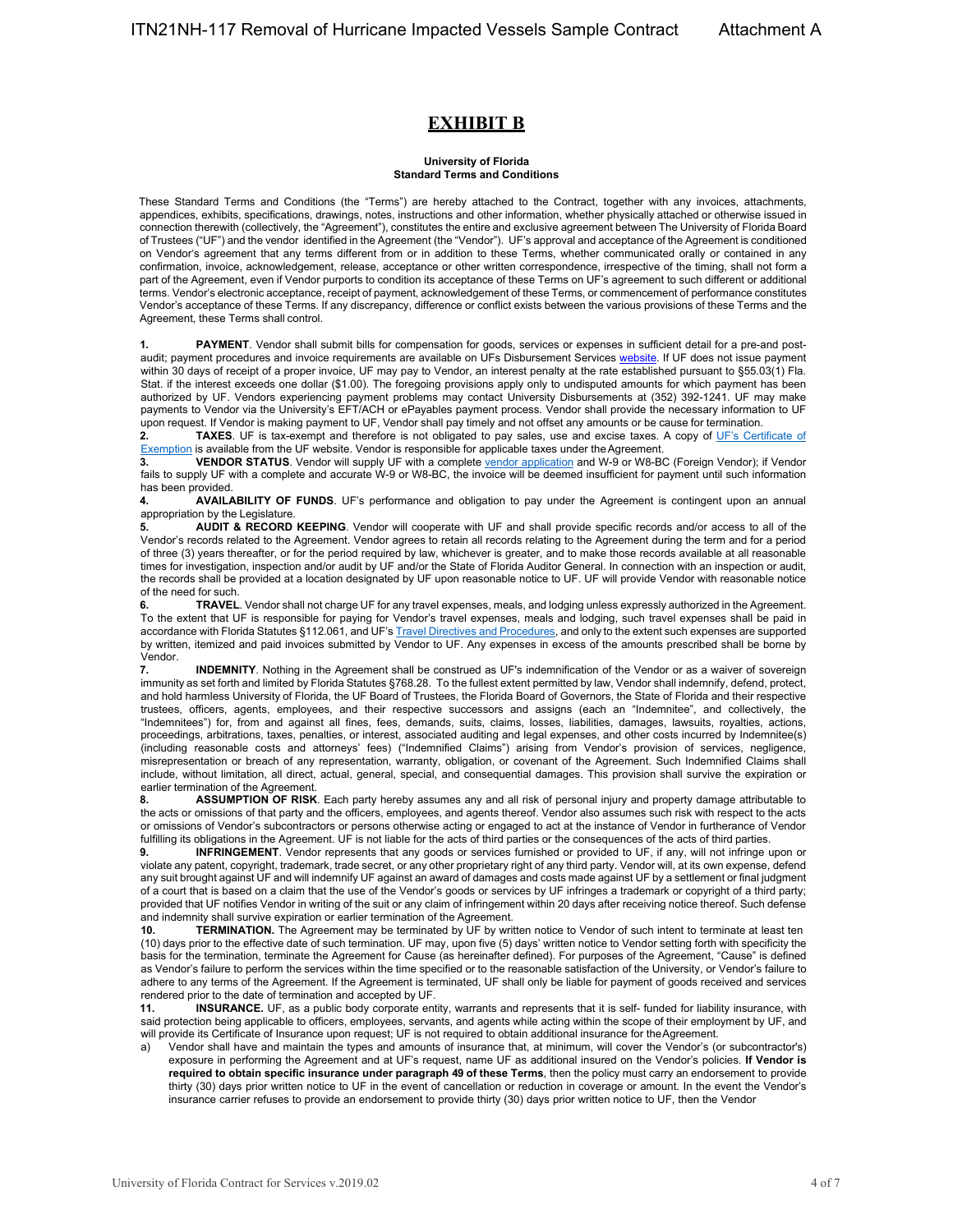# EXHIBIT B

**University of Florida**
**Standard Terms and Conditions**

These Standard Terms and Conditions (the "Terms") are hereby attached to the Contract, together with any invoices, attachments, appendices, exhibits, specifications, drawings, notes, instructions and other information, whether physically attached or otherwise issued in connection therewith (collectively, the "Agreement"), constitutes the entire and exclusive agreement between The University of Florida Board of Trustees ("UF") and the vendor identified in the Agreement (the "Vendor"). UF's approval and acceptance of the Agreement is conditioned on Vendor's agreement that any terms different from or in addition to these Terms, whether communicated orally or contained in any confirmation, invoice, acknowledgement, release, acceptance or other written correspondence, irrespective of the timing, shall not form a part of the Agreement, even if Vendor purports to condition its acceptance of these Terms on UF's agreement to such different or additional terms. Vendor's electronic acceptance, receipt of payment, acknowledgement of these Terms, or commencement of performance constitutes Vendor's acceptance of these Terms. If any discrepancy, difference or conflict exists between the various provisions of these Terms and the Agreement, these Terms shall control.

**1. PAYMENT**. Vendor shall submit bills for compensation for goods, services or expenses in sufficient detail for a pre-and post-audit; payment procedures and invoice requirements are available on UFs Disbursement Services website. If UF does not issue payment within 30 days of receipt of a proper invoice, UF may pay to Vendor, an interest penalty at the rate established pursuant to §55.03(1) Fla. Stat. if the interest exceeds one dollar ($1.00). The foregoing provisions apply only to undisputed amounts for which payment has been authorized by UF. Vendors experiencing payment problems may contact University Disbursements at (352) 392-1241. UF may make payments to Vendor via the University's EFT/ACH or ePayables payment process. Vendor shall provide the necessary information to UF upon request. If Vendor is making payment to UF, Vendor shall pay timely and not offset any amounts or be cause for termination.

**2. TAXES**. UF is tax-exempt and therefore is not obligated to pay sales, use and excise taxes. A copy of UF's Certificate of Exemption is available from the UF website. Vendor is responsible for applicable taxes under the Agreement.

**3. VENDOR STATUS**. Vendor will supply UF with a complete vendor application and W-9 or W8-BC (Foreign Vendor); if Vendor fails to supply UF with a complete and accurate W-9 or W8-BC, the invoice will be deemed insufficient for payment until such information has been provided.

**4. AVAILABILITY OF FUNDS**. UF's performance and obligation to pay under the Agreement is contingent upon an annual appropriation by the Legislature.

**5. AUDIT & RECORD KEEPING**. Vendor will cooperate with UF and shall provide specific records and/or access to all of the Vendor's records related to the Agreement. Vendor agrees to retain all records relating to the Agreement during the term and for a period of three (3) years thereafter, or for the period required by law, whichever is greater, and to make those records available at all reasonable times for investigation, inspection and/or audit by UF and/or the State of Florida Auditor General. In connection with an inspection or audit, the records shall be provided at a location designated by UF upon reasonable notice to UF. UF will provide Vendor with reasonable notice of the need for such.

**6. TRAVEL**. Vendor shall not charge UF for any travel expenses, meals, and lodging unless expressly authorized in the Agreement. To the extent that UF is responsible for paying for Vendor's travel expenses, meals and lodging, such travel expenses shall be paid in accordance with Florida Statutes §112.061, and UF's Travel Directives and Procedures, and only to the extent such expenses are supported by written, itemized and paid invoices submitted by Vendor to UF. Any expenses in excess of the amounts prescribed shall be borne by Vendor.

**7. INDEMNITY**. Nothing in the Agreement shall be construed as UF's indemnification of the Vendor or as a waiver of sovereign immunity as set forth and limited by Florida Statutes §768.28. To the fullest extent permitted by law, Vendor shall indemnify, defend, protect, and hold harmless University of Florida, the UF Board of Trustees, the Florida Board of Governors, the State of Florida and their respective trustees, officers, agents, employees, and their respective successors and assigns (each an "Indemnitee", and collectively, the "Indemnitees") for, from and against all fines, fees, demands, suits, claims, losses, liabilities, damages, lawsuits, royalties, actions, proceedings, arbitrations, taxes, penalties, or interest, associated auditing and legal expenses, and other costs incurred by Indemnitee(s) (including reasonable costs and attorneys' fees) ("Indemnified Claims") arising from Vendor's provision of services, negligence, misrepresentation or breach of any representation, warranty, obligation, or covenant of the Agreement. Such Indemnified Claims shall include, without limitation, all direct, actual, general, special, and consequential damages. This provision shall survive the expiration or earlier termination of the Agreement.

**8. ASSUMPTION OF RISK**. Each party hereby assumes any and all risk of personal injury and property damage attributable to the acts or omissions of that party and the officers, employees, and agents thereof. Vendor also assumes such risk with respect to the acts or omissions of Vendor's subcontractors or persons otherwise acting or engaged to act at the instance of Vendor in furtherance of Vendor fulfilling its obligations in the Agreement. UF is not liable for the acts of third parties or the consequences of the acts of third parties.

**9. INFRINGEMENT**. Vendor represents that any goods or services furnished or provided to UF, if any, will not infringe upon or violate any patent, copyright, trademark, trade secret, or any other proprietary right of any third party. Vendor will, at its own expense, defend any suit brought against UF and will indemnify UF against an award of damages and costs made against UF by a settlement or final judgment of a court that is based on a claim that the use of the Vendor's goods or services by UF infringes a trademark or copyright of a third party; provided that UF notifies Vendor in writing of the suit or any claim of infringement within 20 days after receiving notice thereof. Such defense and indemnity shall survive expiration or earlier termination of the Agreement.

**10. TERMINATION.** The Agreement may be terminated by UF by written notice to Vendor of such intent to terminate at least ten (10) days prior to the effective date of such termination. UF may, upon five (5) days' written notice to Vendor setting forth with specificity the basis for the termination, terminate the Agreement for Cause (as hereinafter defined). For purposes of the Agreement, "Cause" is defined as Vendor's failure to perform the services within the time specified or to the reasonable satisfaction of the University, or Vendor's failure to adhere to any terms of the Agreement. If the Agreement is terminated, UF shall only be liable for payment of goods received and services rendered prior to the date of termination and accepted by UF.

**11. INSURANCE.** UF, as a public body corporate entity, warrants and represents that it is self- funded for liability insurance, with said protection being applicable to officers, employees, servants, and agents while acting within the scope of their employment by UF, and will provide its Certificate of Insurance upon request; UF is not required to obtain additional insurance for the Agreement.

a) Vendor shall have and maintain the types and amounts of insurance that, at minimum, will cover the Vendor's (or subcontractor's) exposure in performing the Agreement and at UF's request, name UF as additional insured on the Vendor's policies. **If Vendor is required to obtain specific insurance under paragraph 49 of these Terms**, then the policy must carry an endorsement to provide thirty (30) days prior written notice to UF in the event of cancellation or reduction in coverage or amount. In the event the Vendor's insurance carrier refuses to provide an endorsement to provide thirty (30) days prior written notice to UF, then the Vendor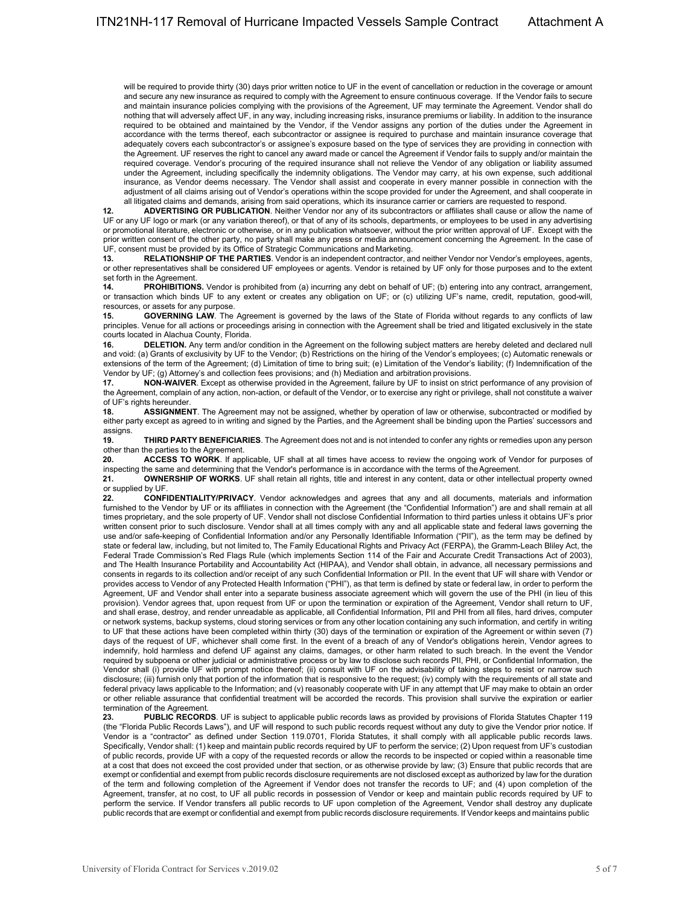will be required to provide thirty (30) days prior written notice to UF in the event of cancellation or reduction in the coverage or amount and secure any new insurance as required to comply with the Agreement to ensure continuous coverage. If the Vendor fails to secure and maintain insurance policies complying with the provisions of the Agreement, UF may terminate the Agreement. Vendor shall do nothing that will adversely affect UF, in any way, including increasing risks, insurance premiums or liability. In addition to the insurance required to be obtained and maintained by the Vendor, if the Vendor assigns any portion of the duties under the Agreement in accordance with the terms thereof, each subcontractor or assignee is required to purchase and maintain insurance coverage that adequately covers each subcontractor's or assignee's exposure based on the type of services they are providing in connection with the Agreement. UF reserves the right to cancel any award made or cancel the Agreement if Vendor fails to supply and/or maintain the required coverage. Vendor's procuring of the required insurance shall not relieve the Vendor of any obligation or liability assumed under the Agreement, including specifically the indemnity obligations. The Vendor may carry, at his own expense, such additional insurance, as Vendor deems necessary. The Vendor shall assist and cooperate in every manner possible in connection with the adjustment of all claims arising out of Vendor's operations within the scope provided for under the Agreement, and shall cooperate in all litigated claims and demands, arising from said operations, which its insurance carrier or carriers are requested to respond.

**12. ADVERTISING OR PUBLICATION**. Neither Vendor nor any of its subcontractors or affiliates shall cause or allow the name of UF or any UF logo or mark (or any variation thereof), or that of any of its schools, departments, or employees to be used in any advertising or promotional literature, electronic or otherwise, or in any publication whatsoever, without the prior written approval of UF. Except with the prior written consent of the other party, no party shall make any press or media announcement concerning the Agreement. In the case of UF, consent must be provided by its Office of Strategic Communications and Marketing.

**13. RELATIONSHIP OF THE PARTIES**. Vendor is an independent contractor, and neither Vendor nor Vendor's employees, agents, or other representatives shall be considered UF employees or agents. Vendor is retained by UF only for those purposes and to the extent set forth in the Agreement.

**14. PROHIBITIONS.** Vendor is prohibited from (a) incurring any debt on behalf of UF; (b) entering into any contract, arrangement, or transaction which binds UF to any extent or creates any obligation on UF; or (c) utilizing UF's name, credit, reputation, good-will, resources, or assets for any purpose.

**15. GOVERNING LAW**. The Agreement is governed by the laws of the State of Florida without regards to any conflicts of law principles. Venue for all actions or proceedings arising in connection with the Agreement shall be tried and litigated exclusively in the state courts located in Alachua County, Florida.

**16. DELETION.** Any term and/or condition in the Agreement on the following subject matters are hereby deleted and declared null and void: (a) Grants of exclusivity by UF to the Vendor; (b) Restrictions on the hiring of the Vendor's employees; (c) Automatic renewals or extensions of the term of the Agreement; (d) Limitation of time to bring suit; (e) Limitation of the Vendor's liability; (f) Indemnification of the Vendor by UF; (g) Attorney's and collection fees provisions; and (h) Mediation and arbitration provisions.

**17. NON-WAIVER**. Except as otherwise provided in the Agreement, failure by UF to insist on strict performance of any provision of the Agreement, complain of any action, non-action, or default of the Vendor, or to exercise any right or privilege, shall not constitute a waiver of UF's rights hereunder.

**18. ASSIGNMENT**. The Agreement may not be assigned, whether by operation of law or otherwise, subcontracted or modified by either party except as agreed to in writing and signed by the Parties, and the Agreement shall be binding upon the Parties' successors and assigns.

**19. THIRD PARTY BENEFICIARIES**. The Agreement does not and is not intended to confer any rights or remedies upon any person other than the parties to the Agreement.

**20. ACCESS TO WORK**. If applicable, UF shall at all times have access to review the ongoing work of Vendor for purposes of inspecting the same and determining that the Vendor's performance is in accordance with the terms of the Agreement.

**21. OWNERSHIP OF WORKS**. UF shall retain all rights, title and interest in any content, data or other intellectual property owned or supplied by UF.

**22. CONFIDENTIALITY/PRIVACY**. Vendor acknowledges and agrees that any and all documents, materials and information furnished to the Vendor by UF or its affiliates in connection with the Agreement (the "Confidential Information") are and shall remain at all times proprietary, and the sole property of UF. Vendor shall not disclose Confidential Information to third parties unless it obtains UF's prior written consent prior to such disclosure. Vendor shall at all times comply with any and all applicable state and federal laws governing the use and/or safe-keeping of Confidential Information and/or any Personally Identifiable Information ("PII"), as the term may be defined by state or federal law, including, but not limited to, The Family Educational Rights and Privacy Act (FERPA), the Gramm-Leach Bliley Act, the Federal Trade Commission's Red Flags Rule (which implements Section 114 of the Fair and Accurate Credit Transactions Act of 2003), and The Health Insurance Portability and Accountability Act (HIPAA), and Vendor shall obtain, in advance, all necessary permissions and consents in regards to its collection and/or receipt of any such Confidential Information or PII. In the event that UF will share with Vendor or provides access to Vendor of any Protected Health Information ("PHI"), as that term is defined by state or federal law, in order to perform the Agreement, UF and Vendor shall enter into a separate business associate agreement which will govern the use of the PHI (in lieu of this provision). Vendor agrees that, upon request from UF or upon the termination or expiration of the Agreement, Vendor shall return to UF, and shall erase, destroy, and render unreadable as applicable, all Confidential Information, PII and PHI from all files, hard drives, computer or network systems, backup systems, cloud storing services or from any other location containing any such information, and certify in writing to UF that these actions have been completed within thirty (30) days of the termination or expiration of the Agreement or within seven (7) days of the request of UF, whichever shall come first. In the event of a breach of any of Vendor's obligations herein, Vendor agrees to indemnify, hold harmless and defend UF against any claims, damages, or other harm related to such breach. In the event the Vendor required by subpoena or other judicial or administrative process or by law to disclose such records PII, PHI, or Confidential Information, the Vendor shall (i) provide UF with prompt notice thereof; (ii) consult with UF on the advisability of taking steps to resist or narrow such disclosure; (iii) furnish only that portion of the information that is responsive to the request; (iv) comply with the requirements of all state and federal privacy laws applicable to the Information; and (v) reasonably cooperate with UF in any attempt that UF may make to obtain an order or other reliable assurance that confidential treatment will be accorded the records. This provision shall survive the expiration or earlier termination of the Agreement.

**23. PUBLIC RECORDS**. UF is subject to applicable public records laws as provided by provisions of Florida Statutes Chapter 119 (the "Florida Public Records Laws"), and UF will respond to such public records request without any duty to give the Vendor prior notice. If Vendor is a "contractor" as defined under Section 119.0701, Florida Statutes, it shall comply with all applicable public records laws. Specifically, Vendor shall: (1) keep and maintain public records required by UF to perform the service; (2) Upon request from UF's custodian of public records, provide UF with a copy of the requested records or allow the records to be inspected or copied within a reasonable time at a cost that does not exceed the cost provided under that section, or as otherwise provide by law; (3) Ensure that public records that are exempt or confidential and exempt from public records disclosure requirements are not disclosed except as authorized by law for the duration of the term and following completion of the Agreement if Vendor does not transfer the records to UF; and (4) upon completion of the Agreement, transfer, at no cost, to UF all public records in possession of Vendor or keep and maintain public records required by UF to perform the service. If Vendor transfers all public records to UF upon completion of the Agreement, Vendor shall destroy any duplicate public records that are exempt or confidential and exempt from public records disclosure requirements. If Vendor keeps and maintains public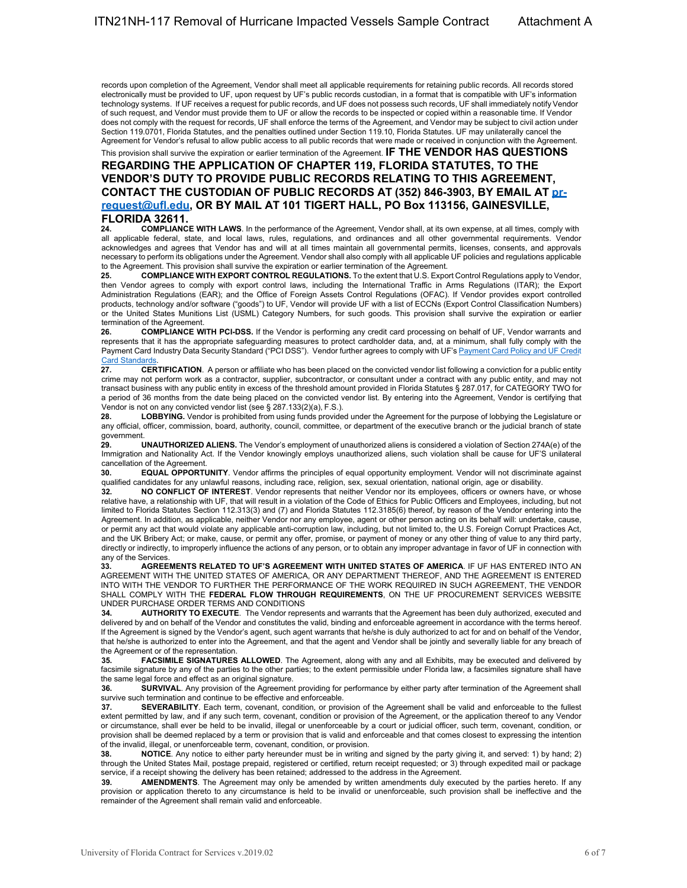records upon completion of the Agreement, Vendor shall meet all applicable requirements for retaining public records. All records stored electronically must be provided to UF, upon request by UF's public records custodian, in a format that is compatible with UF's information technology systems. If UF receives a request for public records, and UF does not possess such records, UF shall immediately notify Vendor of such request, and Vendor must provide them to UF or allow the records to be inspected or copied within a reasonable time. If Vendor does not comply with the request for records, UF shall enforce the terms of the Agreement, and Vendor may be subject to civil action under Section 119.0701, Florida Statutes, and the penalties outlined under Section 119.10, Florida Statutes. UF may unilaterally cancel the Agreement for Vendor's refusal to allow public access to all public records that were made or received in conjunction with the Agreement. This provision shall survive the expiration or earlier termination of the Agreement. **IF THE VENDOR HAS QUESTIONS REGARDING THE APPLICATION OF CHAPTER 119, FLORIDA STATUTES, TO THE VENDOR'S DUTY TO PROVIDE PUBLIC RECORDS RELATING TO THIS AGREEMENT, CONTACT THE CUSTODIAN OF PUBLIC RECORDS AT (352) 846-3903, BY EMAIL AT pr-request@ufl.edu, OR BY MAIL AT 101 TIGERT HALL, PO Box 113156, GAINESVILLE, FLORIDA 32611.**

**24. COMPLIANCE WITH LAWS**. In the performance of the Agreement, Vendor shall, at its own expense, at all times, comply with all applicable federal, state, and local laws, rules, regulations, and ordinances and all other governmental requirements. Vendor acknowledges and agrees that Vendor has and will at all times maintain all governmental permits, licenses, consents, and approvals necessary to perform its obligations under the Agreement. Vendor shall also comply with all applicable UF policies and regulations applicable to the Agreement. This provision shall survive the expiration or earlier termination of the Agreement.

**25. COMPLIANCE WITH EXPORT CONTROL REGULATIONS.** To the extent that U.S. Export Control Regulations apply to Vendor, then Vendor agrees to comply with export control laws, including the International Traffic in Arms Regulations (ITAR); the Export Administration Regulations (EAR); and the Office of Foreign Assets Control Regulations (OFAC). If Vendor provides export controlled products, technology and/or software ("goods") to UF, Vendor will provide UF with a list of ECCNs (Export Control Classification Numbers) or the United States Munitions List (USML) Category Numbers, for such goods. This provision shall survive the expiration or earlier termination of the Agreement.

**26. COMPLIANCE WITH PCI-DSS.** If the Vendor is performing any credit card processing on behalf of UF, Vendor warrants and represents that it has the appropriate safeguarding measures to protect cardholder data, and, at a minimum, shall fully comply with the Payment Card Industry Data Security Standard ("PCI DSS"). Vendor further agrees to comply with UF's Payment Card Policy and UF Credit Card Standards.

**27. CERTIFICATION**. A person or affiliate who has been placed on the convicted vendor list following a conviction for a public entity crime may not perform work as a contractor, supplier, subcontractor, or consultant under a contract with any public entity, and may not transact business with any public entity in excess of the threshold amount provided in Florida Statutes § 287.017, for CATEGORY TWO for a period of 36 months from the date being placed on the convicted vendor list. By entering into the Agreement, Vendor is certifying that Vendor is not on any convicted vendor list (see § 287.133(2)(a), F.S.).

**28. LOBBYING.** Vendor is prohibited from using funds provided under the Agreement for the purpose of lobbying the Legislature or any official, officer, commission, board, authority, council, committee, or department of the executive branch or the judicial branch of state government.

**29. UNAUTHORIZED ALIENS.** The Vendor's employment of unauthorized aliens is considered a violation of Section 274A(e) of the Immigration and Nationality Act. If the Vendor knowingly employs unauthorized aliens, such violation shall be cause for UF'S unilateral cancellation of the Agreement.

**30. EQUAL OPPORTUNITY**. Vendor affirms the principles of equal opportunity employment. Vendor will not discriminate against qualified candidates for any unlawful reasons, including race, religion, sex, sexual orientation, national origin, age or disability.

**32. NO CONFLICT OF INTEREST**. Vendor represents that neither Vendor nor its employees, officers or owners have, or whose relative have, a relationship with UF, that will result in a violation of the Code of Ethics for Public Officers and Employees, including, but not limited to Florida Statutes Section 112.313(3) and (7) and Florida Statutes 112.3185(6) thereof, by reason of the Vendor entering into the Agreement. In addition, as applicable, neither Vendor nor any employee, agent or other person acting on its behalf will: undertake, cause, or permit any act that would violate any applicable anti-corruption law, including, but not limited to, the U.S. Foreign Corrupt Practices Act, and the UK Bribery Act; or make, cause, or permit any offer, promise, or payment of money or any other thing of value to any third party, directly or indirectly, to improperly influence the actions of any person, or to obtain any improper advantage in favor of UF in connection with any of the Services.

**33. AGREEMENTS RELATED TO UF'S AGREEMENT WITH UNITED STATES OF AMERICA**. IF UF HAS ENTERED INTO AN AGREEMENT WITH THE UNITED STATES OF AMERICA, OR ANY DEPARTMENT THEREOF, AND THE AGREEMENT IS ENTERED INTO WITH THE VENDOR TO FURTHER THE PERFORMANCE OF THE WORK REQUIRED IN SUCH AGREEMENT, THE VENDOR SHALL COMPLY WITH THE **FEDERAL FLOW THROUGH REQUIREMENTS**, ON THE UF PROCUREMENT SERVICES WEBSITE UNDER PURCHASE ORDER TERMS AND CONDITIONS

**34. AUTHORITY TO EXECUTE**. The Vendor represents and warrants that the Agreement has been duly authorized, executed and delivered by and on behalf of the Vendor and constitutes the valid, binding and enforceable agreement in accordance with the terms hereof. If the Agreement is signed by the Vendor's agent, such agent warrants that he/she is duly authorized to act for and on behalf of the Vendor, that he/she is authorized to enter into the Agreement, and that the agent and Vendor shall be jointly and severally liable for any breach of the Agreement or of the representation.

**35. FACSIMILE SIGNATURES ALLOWED**. The Agreement, along with any and all Exhibits, may be executed and delivered by facsimile signature by any of the parties to the other parties; to the extent permissible under Florida law, a facsimiles signature shall have the same legal force and effect as an original signature.

**36. SURVIVAL**. Any provision of the Agreement providing for performance by either party after termination of the Agreement shall survive such termination and continue to be effective and enforceable.

**37. SEVERABILITY**. Each term, covenant, condition, or provision of the Agreement shall be valid and enforceable to the fullest extent permitted by law, and if any such term, covenant, condition or provision of the Agreement, or the application thereof to any Vendor or circumstance, shall ever be held to be invalid, illegal or unenforceable by a court or judicial officer, such term, covenant, condition, or provision shall be deemed replaced by a term or provision that is valid and enforceable and that comes closest to expressing the intention of the invalid, illegal, or unenforceable term, covenant, condition, or provision.

**38. NOTICE**. Any notice to either party hereunder must be in writing and signed by the party giving it, and served: 1) by hand; 2) through the United States Mail, postage prepaid, registered or certified, return receipt requested; or 3) through expedited mail or package service, if a receipt showing the delivery has been retained; addressed to the address in the Agreement.

**39. AMENDMENTS**. The Agreement may only be amended by written amendments duly executed by the parties hereto. If any provision or application thereto to any circumstance is held to be invalid or unenforceable, such provision shall be ineffective and the remainder of the Agreement shall remain valid and enforceable.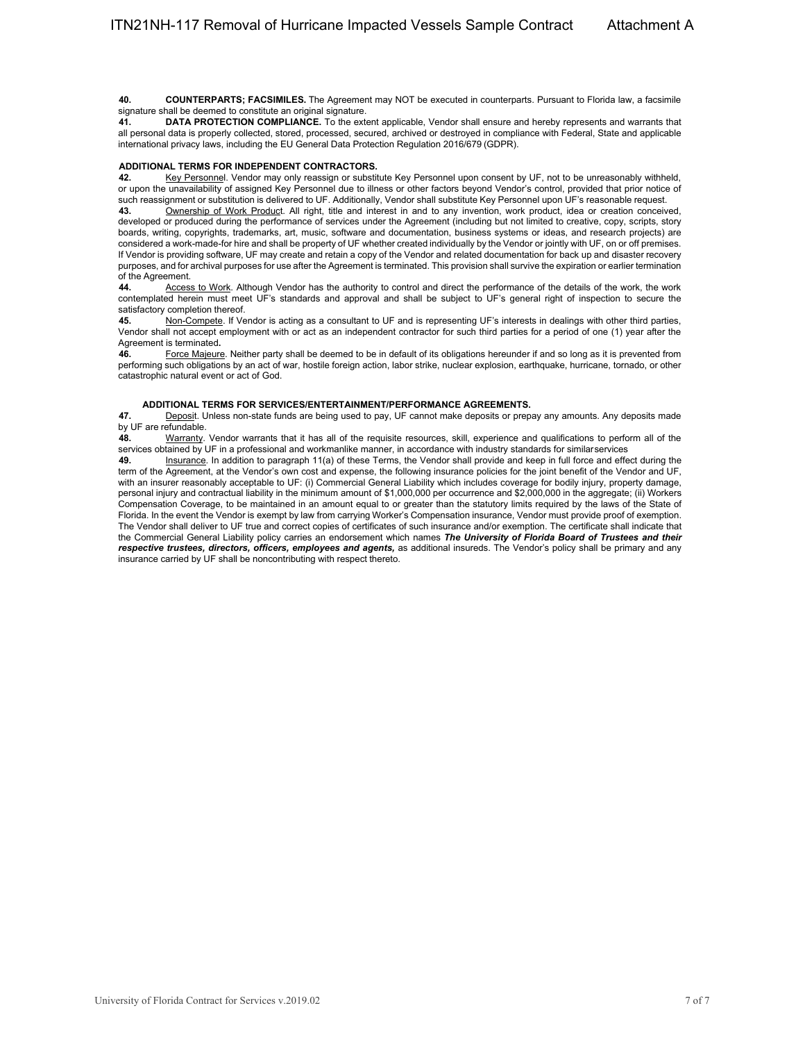**40. COUNTERPARTS; FACSIMILES.** The Agreement may NOT be executed in counterparts. Pursuant to Florida law, a facsimile signature shall be deemed to constitute an original signature.

**41. DATA PROTECTION COMPLIANCE.** To the extent applicable, Vendor shall ensure and hereby represents and warrants that all personal data is properly collected, stored, processed, secured, archived or destroyed in compliance with Federal, State and applicable international privacy laws, including the EU General Data Protection Regulation 2016/679 (GDPR).

**ADDITIONAL TERMS FOR INDEPENDENT CONTRACTORS.**

**42.** Key Personnel. Vendor may only reassign or substitute Key Personnel upon consent by UF, not to be unreasonably withheld, or upon the unavailability of assigned Key Personnel due to illness or other factors beyond Vendor's control, provided that prior notice of such reassignment or substitution is delivered to UF. Additionally, Vendor shall substitute Key Personnel upon UF's reasonable request.

**43.** Ownership of Work Product. All right, title and interest in and to any invention, work product, idea or creation conceived, developed or produced during the performance of services under the Agreement (including but not limited to creative, copy, scripts, story boards, writing, copyrights, trademarks, art, music, software and documentation, business systems or ideas, and research projects) are considered a work-made-for hire and shall be property of UF whether created individually by the Vendor or jointly with UF, on or off premises. If Vendor is providing software, UF may create and retain a copy of the Vendor and related documentation for back up and disaster recovery purposes, and for archival purposes for use after the Agreement is terminated. This provision shall survive the expiration or earlier termination of the Agreement.

**44.** Access to Work. Although Vendor has the authority to control and direct the performance of the details of the work, the work contemplated herein must meet UF's standards and approval and shall be subject to UF's general right of inspection to secure the satisfactory completion thereof.

**45.** Non-Compete. If Vendor is acting as a consultant to UF and is representing UF's interests in dealings with other third parties, Vendor shall not accept employment with or act as an independent contractor for such third parties for a period of one (1) year after the Agreement is terminated**.**

**46.** Force Majeure. Neither party shall be deemed to be in default of its obligations hereunder if and so long as it is prevented from performing such obligations by an act of war, hostile foreign action, labor strike, nuclear explosion, earthquake, hurricane, tornado, or other catastrophic natural event or act of God.

**ADDITIONAL TERMS FOR SERVICES/ENTERTAINMENT/PERFORMANCE AGREEMENTS.**

**47.** Deposit. Unless non-state funds are being used to pay, UF cannot make deposits or prepay any amounts. Any deposits made by UF are refundable.

**48.** Warranty. Vendor warrants that it has all of the requisite resources, skill, experience and qualifications to perform all of the services obtained by UF in a professional and workmanlike manner, in accordance with industry standards for similarservices

**49.** Insurance. In addition to paragraph 11(a) of these Terms, the Vendor shall provide and keep in full force and effect during the term of the Agreement, at the Vendor's own cost and expense, the following insurance policies for the joint benefit of the Vendor and UF, with an insurer reasonably acceptable to UF: (i) Commercial General Liability which includes coverage for bodily injury, property damage, personal injury and contractual liability in the minimum amount of $1,000,000 per occurrence and $2,000,000 in the aggregate; (ii) Workers Compensation Coverage, to be maintained in an amount equal to or greater than the statutory limits required by the laws of the State of Florida. In the event the Vendor is exempt by law from carrying Worker's Compensation insurance, Vendor must provide proof of exemption. The Vendor shall deliver to UF true and correct copies of certificates of such insurance and/or exemption. The certificate shall indicate that the Commercial General Liability policy carries an endorsement which names ***The University of Florida Board of Trustees and their respective trustees, directors, officers, employees and agents,*** as additional insureds. The Vendor's policy shall be primary and any insurance carried by UF shall be noncontributing with respect thereto.